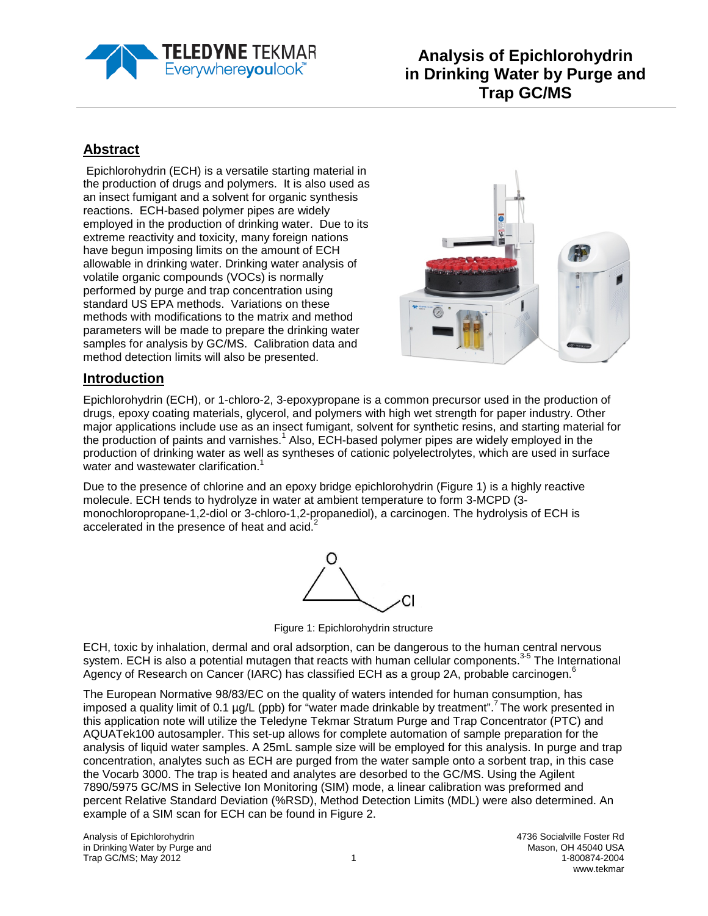# Analysis of Epichlorohydrin in Drinking Water by Purge and Trap GC/MS

## Abstract

Epichlorohydrin (ECH) is a versatile starting material in the production of drugs and polymers. It is also used as an insect fumigant and a solvent for organic synthesis reactions. ECH-based polymer pipes are widely employed in the production of drinking water. Due to its extreme reactivity and toxicity, many foreign nations have begun imposing limits on the amount of ECH allowable in drinking water. Drinking water analysis of volatile organic compounds (VOCs) is normally performed by purge and trap concentration using standard US EPA methods. Variations on these methods with modifications to the matrix and method parameters will be made to prepare the drinking water samples for analysis by GC/MS. Calibration data and method detection limits will also be presented.

## Introduction

Epichlorohydrin (ECH), or 1-chloro-2, 3-epoxypropane is a common precursor used in the production of drugs, epoxy coating materials, glycerol, and polymers with high wet strength for paper industry. Other major applications include use as an insect fumigant, solvent for synthetic resins, and starting material for the production of paints and varnishes.[1] Also, ECH-based polymer pipes are widely employed in the production of drinking water as well as syntheses of cationic polyelectrolytes, which are used in surface water and wastewater clarification.[1]

Due to the presence of chlorine and an epoxy bridge epichlorohydrin (Figure 1) is a highly reactive molecule. ECH tends to hydrolyze in water at ambient temperature to form 3-MCPD (3-monochloropropane-1,2-diol or 3-chloro-1,2-propanediol), a carcinogen. The hydrolysis of ECH is accelerated in the presence of heat and acid.[2]

Figure 1: Epichlorohydrin structure

ECH, toxic by inhalation, dermal and oral adsorption, can be dangerous to the human central nervous system. ECH is also a potential mutagen that reacts with human cellular components.[3-5] The International Agency of Research on Cancer (IARC) has classified ECH as a group 2A, probable carcinogen.[6]

The European Normative 98/83/EC on the quality of waters intended for human consumption, has imposed a quality limit of 0.1 µg/L (ppb) for "water made drinkable by treatment".[7] The work presented in this application note will utilize the Teledyne Tekmar Stratum Purge and Trap Concentrator (PTC) and AQUATek100 autosampler. This set-up allows for complete automation of sample preparation for the analysis of liquid water samples. A 25mL sample size will be employed for this analysis. In purge and trap concentration, analytes such as ECH are purged from the water sample onto a sorbent trap, in this case the Vocarb 3000. The trap is heated and analytes are desorbed to the GC/MS. Using the Agilent 7890/5975 GC/MS in Selective Ion Monitoring (SIM) mode, a linear calibration was preformed and percent Relative Standard Deviation (%RSD), Method Detection Limits (MDL) were also determined. An example of a SIM scan for ECH can be found in Figure 2.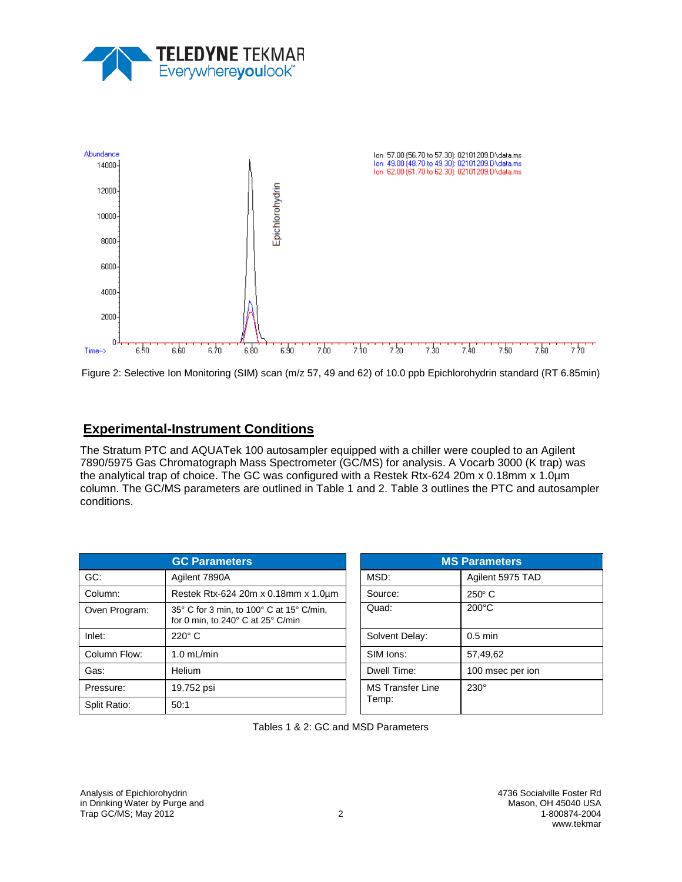Figure 2: Selective Ion Monitoring (SIM) scan (m/z 57, 49 and 62) of 10.0 ppb Epichlorohydrin standard (RT 6.85min)

## Experimental-Instrument Conditions

The Stratum PTC and AQUATek 100 autosampler equipped with a chiller were coupled to an Agilent 7890/5975 Gas Chromatograph Mass Spectrometer (GC/MS) for analysis. A Vocarb 3000 (K trap) was the analytical trap of choice. The GC was configured with a Restek Rtx-624 20m x 0.18mm x 1.0µm column. The GC/MS parameters are outlined in Table 1 and 2. Table 3 outlines the PTC and autosampler conditions.

| GC Parameters | |
|---|---|
| GC: | Agilent 7890A |
| Column: | Restek Rtx-624 20m x 0.18mm x 1.0µm |
| Oven Program: | 35° C for 3 min, to 100° C at 15° C/min, for 0 min, to 240° C at 25° C/min |
| Inlet: | 220° C |
| Column Flow: | 1.0 mL/min |
| Gas: | Helium |
| Pressure: | 19.752 psi |
| Split Ratio: | 50:1 |

| MS Parameters | |
|---|---|
| MSD: | Agilent 5975 TAD |
| Source: | 250° C |
| Quad: | 200°C |
| Solvent Delay: | 0.5 min |
| SIM Ions: | 57,49,62 |
| Dwell Time: | 100 msec per ion |
| MS Transfer Line Temp: | 230° |

Tables 1 & 2: GC and MSD Parameters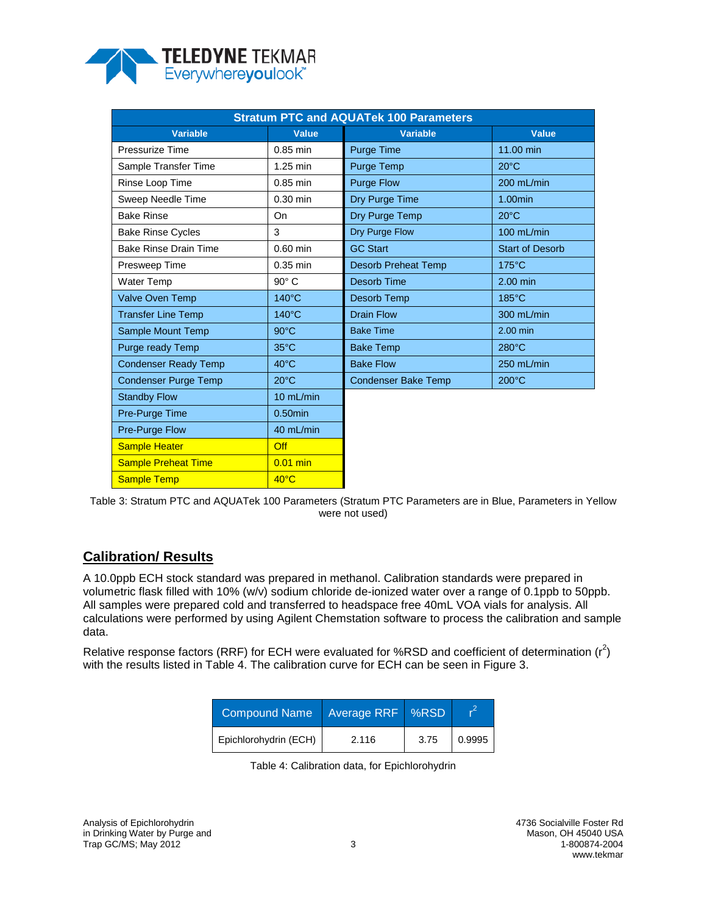| Stratum PTC and AQUATek 100 Parameters | | | |
|---|---|---|---|
| **Variable** | **Value** | **Variable** | **Value** |
| Pressurize Time | 0.85 min | Purge Time | 11.00 min |
| Sample Transfer Time | 1.25 min | Purge Temp | 20°C |
| Rinse Loop Time | 0.85 min | Purge Flow | 200 mL/min |
| Sweep Needle Time | 0.30 min | Dry Purge Time | 1.00min |
| Bake Rinse | On | Dry Purge Temp | 20°C |
| Bake Rinse Cycles | 3 | Dry Purge Flow | 100 mL/min |
| Bake Rinse Drain Time | 0.60 min | GC Start | Start of Desorb |
| Presweep Time | 0.35 min | Desorb Preheat Temp | 175°C |
| Water Temp | 90° C | Desorb Time | 2.00 min |
| Valve Oven Temp | 140°C | Desorb Temp | 185°C |
| Transfer Line Temp | 140°C | Drain Flow | 300 mL/min |
| Sample Mount Temp | 90°C | Bake Time | 2.00 min |
| Purge ready Temp | 35°C | Bake Temp | 280°C |
| Condenser Ready Temp | 40°C | Bake Flow | 250 mL/min |
| Condenser Purge Temp | 20°C | Condenser Bake Temp | 200°C |
| Standby Flow | 10 mL/min | | |
| Pre-Purge Time | 0.50min | | |
| Pre-Purge Flow | 40 mL/min | | |
| Sample Heater | Off | | |
| Sample Preheat Time | 0.01 min | | |
| Sample Temp | 40°C | | |

Table 3: Stratum PTC and AQUATek 100 Parameters (Stratum PTC Parameters are in Blue, Parameters in Yellow were not used)

## Calibration/ Results

A 10.0ppb ECH stock standard was prepared in methanol. Calibration standards were prepared in volumetric flask filled with 10% (w/v) sodium chloride de-ionized water over a range of 0.1ppb to 50ppb. All samples were prepared cold and transferred to headspace free 40mL VOA vials for analysis. All calculations were performed by using Agilent Chemstation software to process the calibration and sample data.

Relative response factors (RRF) for ECH were evaluated for %RSD and coefficient of determination ($r^2$) with the results listed in Table 4. The calibration curve for ECH can be seen in Figure 3.

| Compound Name | Average RRF | %RSD | $r^2$ |
|---|---|---|---|
| Epichlorohydrin (ECH) | 2.116 | 3.75 | 0.9995 |

Table 4: Calibration data, for Epichlorohydrin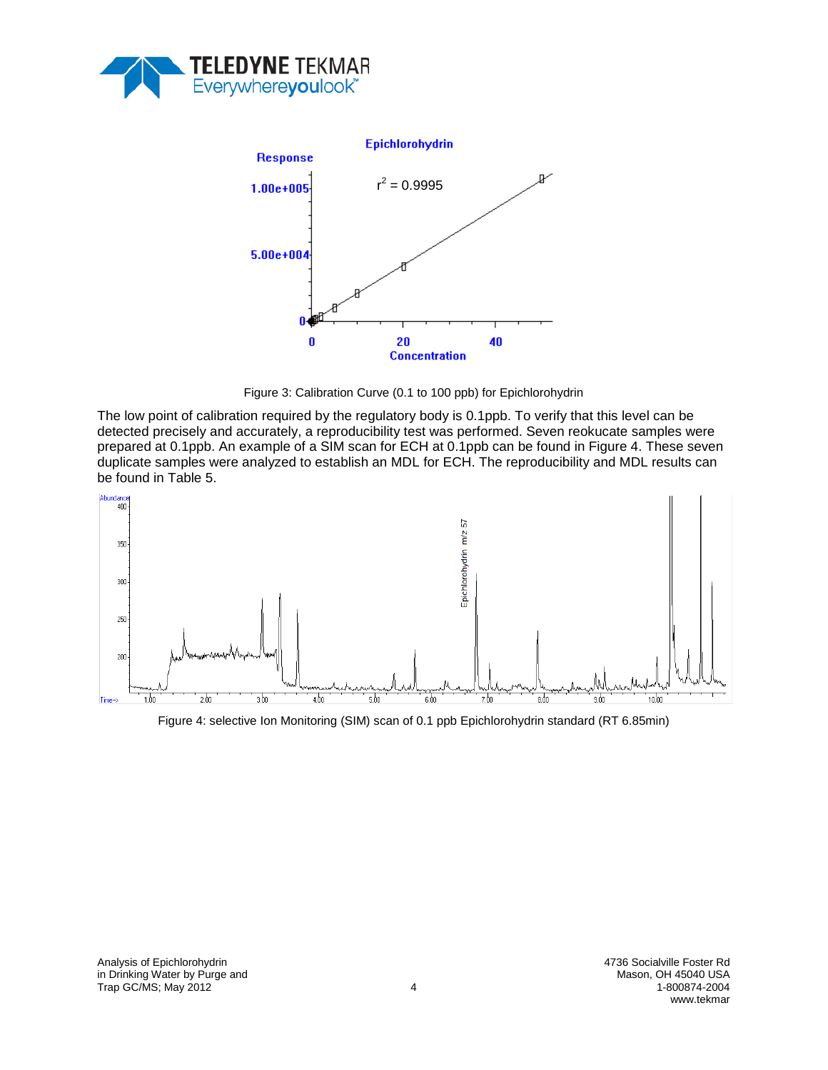Figure 3: Calibration Curve (0.1 to 100 ppb) for Epichlorohydrin

The low point of calibration required by the regulatory body is 0.1ppb. To verify that this level can be detected precisely and accurately, a reproducibility test was performed. Seven reokucate samples were prepared at 0.1ppb. An example of a SIM scan for ECH at 0.1ppb can be found in Figure 4. These seven duplicate samples were analyzed to establish an MDL for ECH. The reproducibility and MDL results can be found in Table 5.

Figure 4: selective Ion Monitoring (SIM) scan of 0.1 ppb Epichlorohydrin standard (RT 6.85min)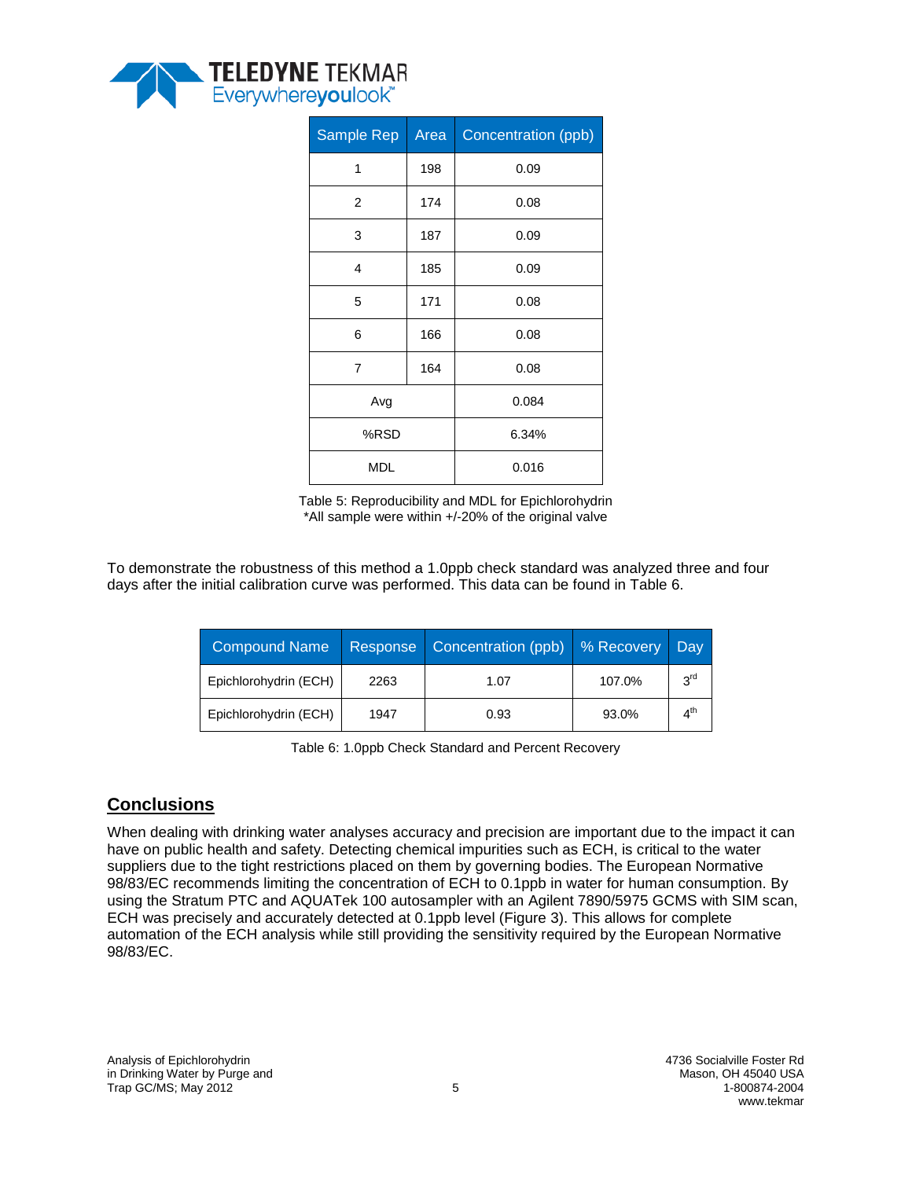| Sample Rep | Area | Concentration (ppb) |
|---|---|---|
| 1 | 198 | 0.09 |
| 2 | 174 | 0.08 |
| 3 | 187 | 0.09 |
| 4 | 185 | 0.09 |
| 5 | 171 | 0.08 |
| 6 | 166 | 0.08 |
| 7 | 164 | 0.08 |
| Avg | | 0.084 |
| %RSD | | 6.34% |
| MDL | | 0.016 |

Table 5: Reproducibility and MDL for Epichlorohydrin
*All sample were within +/-20% of the original valve

To demonstrate the robustness of this method a 1.0ppb check standard was analyzed three and four days after the initial calibration curve was performed. This data can be found in Table 6.

| Compound Name | Response | Concentration (ppb) | % Recovery | Day |
|---|---|---|---|---|
| Epichlorohydrin (ECH) | 2263 | 1.07 | 107.0% | 3rd |
| Epichlorohydrin (ECH) | 1947 | 0.93 | 93.0% | 4th |

Table 6: 1.0ppb Check Standard and Percent Recovery

## Conclusions

When dealing with drinking water analyses accuracy and precision are important due to the impact it can have on public health and safety. Detecting chemical impurities such as ECH, is critical to the water suppliers due to the tight restrictions placed on them by governing bodies. The European Normative 98/83/EC recommends limiting the concentration of ECH to 0.1ppb in water for human consumption. By using the Stratum PTC and AQUATek 100 autosampler with an Agilent 7890/5975 GCMS with SIM scan, ECH was precisely and accurately detected at 0.1ppb level (Figure 3). This allows for complete automation of the ECH analysis while still providing the sensitivity required by the European Normative 98/83/EC.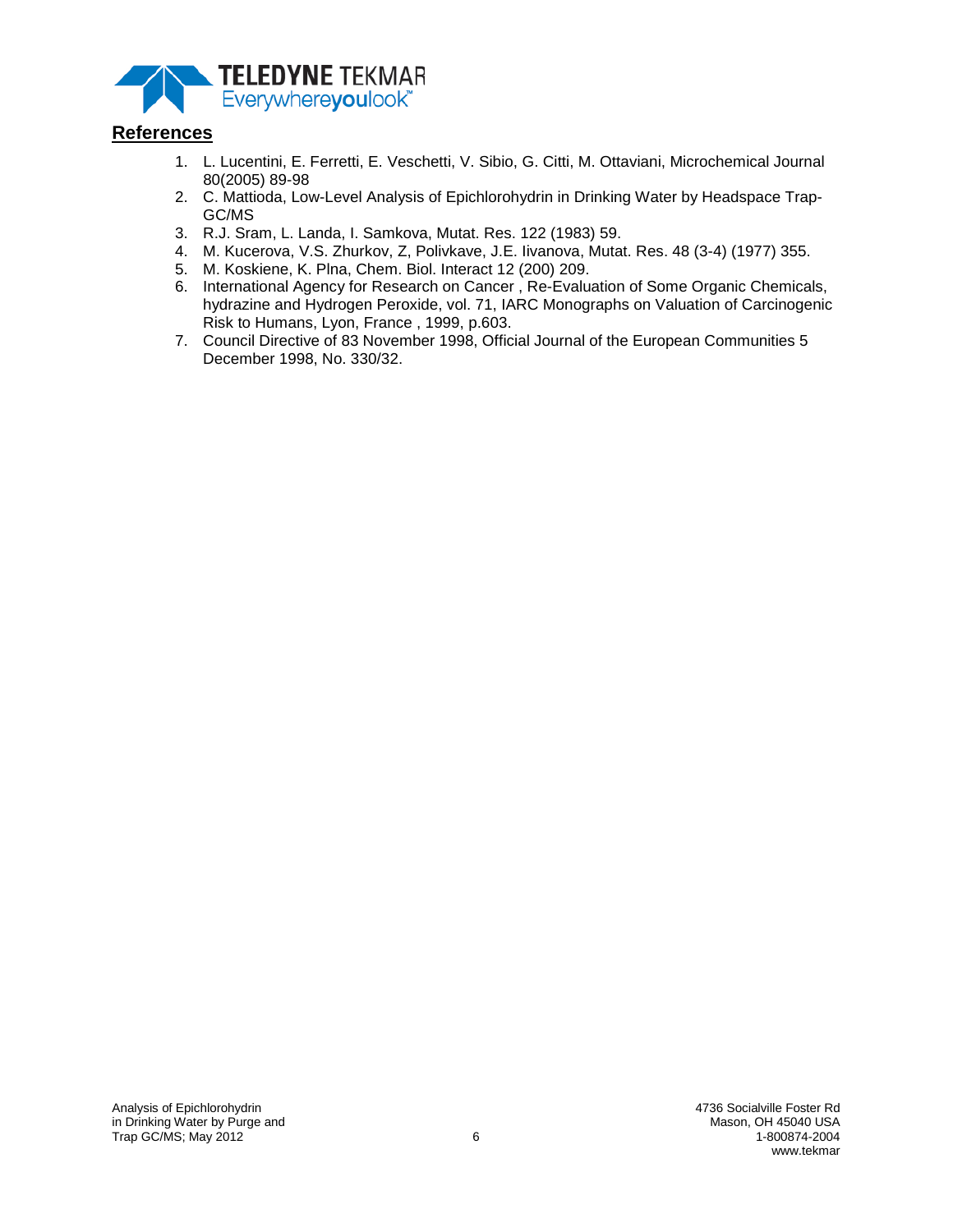## References

1. L. Lucentini, E. Ferretti, E. Veschetti, V. Sibio, G. Citti, M. Ottaviani, Microchemical Journal 80(2005) 89-98
2. C. Mattioda, Low-Level Analysis of Epichlorohydrin in Drinking Water by Headspace Trap-GC/MS
3. R.J. Sram, L. Landa, I. Samkova, Mutat. Res. 122 (1983) 59.
4. M. Kucerova, V.S. Zhurkov, Z, Polivkave, J.E. Iivanova, Mutat. Res. 48 (3-4) (1977) 355.
5. M. Koskiene, K. Plna, Chem. Biol. Interact 12 (200) 209.
6. International Agency for Research on Cancer , Re-Evaluation of Some Organic Chemicals, hydrazine and Hydrogen Peroxide, vol. 71, IARC Monographs on Valuation of Carcinogenic Risk to Humans, Lyon, France , 1999, p.603.
7. Council Directive of 83 November 1998, Official Journal of the European Communities 5 December 1998, No. 330/32.